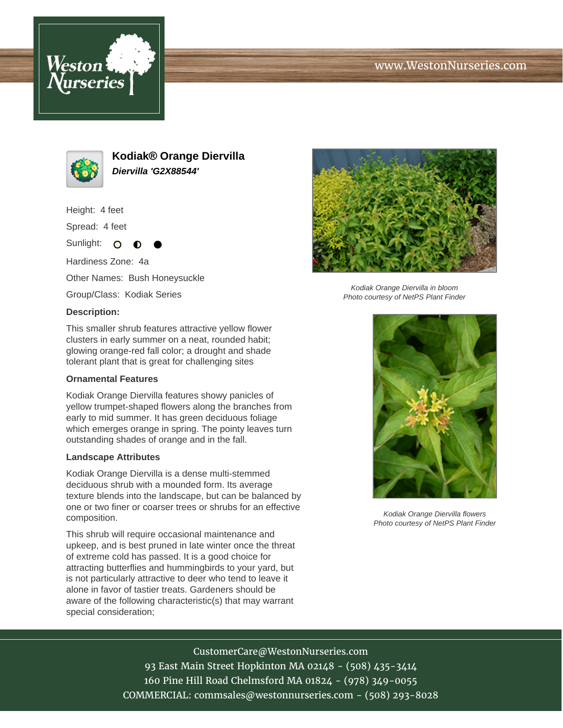# Kodiak® Orange Diervilla

***Diervilla 'G2X88544'***

Height: 4 feet

Spread: 4 feet

Sunlight: ○ ◐ ●

Hardiness Zone: 4a

Other Names: Bush Honeysuckle

Group/Class: Kodiak Series

**Description:**

This smaller shrub features attractive yellow flower clusters in early summer on a neat, rounded habit; glowing orange-red fall color; a drought and shade tolerant plant that is great for challenging sites

### Ornamental Features

Kodiak Orange Diervilla features showy panicles of yellow trumpet-shaped flowers along the branches from early to mid summer. It has green deciduous foliage which emerges orange in spring. The pointy leaves turn outstanding shades of orange and in the fall.

### Landscape Attributes

Kodiak Orange Diervilla is a dense multi-stemmed deciduous shrub with a mounded form. Its average texture blends into the landscape, but can be balanced by one or two finer or coarser trees or shrubs for an effective composition.

This shrub will require occasional maintenance and upkeep, and is best pruned in late winter once the threat of extreme cold has passed. It is a good choice for attracting butterflies and hummingbirds to your yard, but is not particularly attractive to deer who tend to leave it alone in favor of tastier treats. Gardeners should be aware of the following characteristic(s) that may warrant special consideration;

*Kodiak Orange Diervilla in bloom*
*Photo courtesy of NetPS Plant Finder*

*Kodiak Orange Diervilla flowers*
*Photo courtesy of NetPS Plant Finder*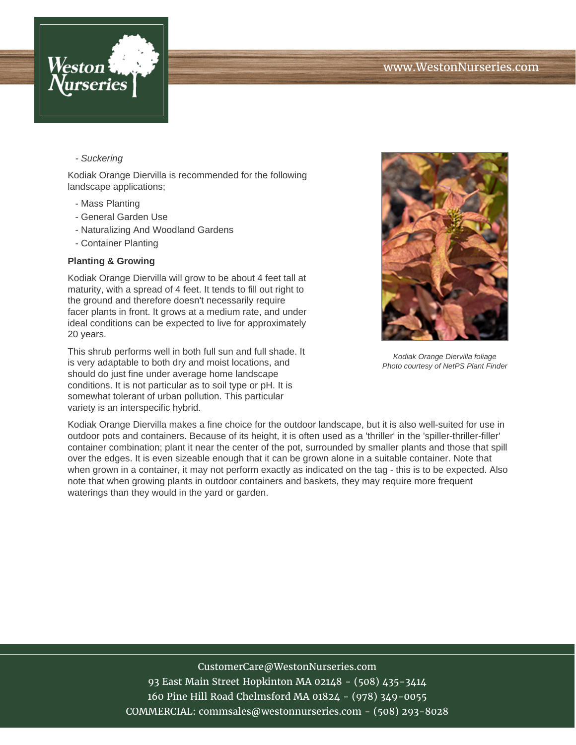- *Suckering*

Kodiak Orange Diervilla is recommended for the following landscape applications;

- Mass Planting
- General Garden Use
- Naturalizing And Woodland Gardens
- Container Planting

**Planting & Growing**

Kodiak Orange Diervilla will grow to be about 4 feet tall at maturity, with a spread of 4 feet. It tends to fill out right to the ground and therefore doesn't necessarily require facer plants in front. It grows at a medium rate, and under ideal conditions can be expected to live for approximately 20 years.

This shrub performs well in both full sun and full shade. It is very adaptable to both dry and moist locations, and should do just fine under average home landscape conditions. It is not particular as to soil type or pH. It is somewhat tolerant of urban pollution. This particular variety is an interspecific hybrid.

*Kodiak Orange Diervilla foliage*
*Photo courtesy of NetPS Plant Finder*

Kodiak Orange Diervilla makes a fine choice for the outdoor landscape, but it is also well-suited for use in outdoor pots and containers. Because of its height, it is often used as a 'thriller' in the 'spiller-thriller-filler' container combination; plant it near the center of the pot, surrounded by smaller plants and those that spill over the edges. It is even sizeable enough that it can be grown alone in a suitable container. Note that when grown in a container, it may not perform exactly as indicated on the tag - this is to be expected. Also note that when growing plants in outdoor containers and baskets, they may require more frequent waterings than they would in the yard or garden.